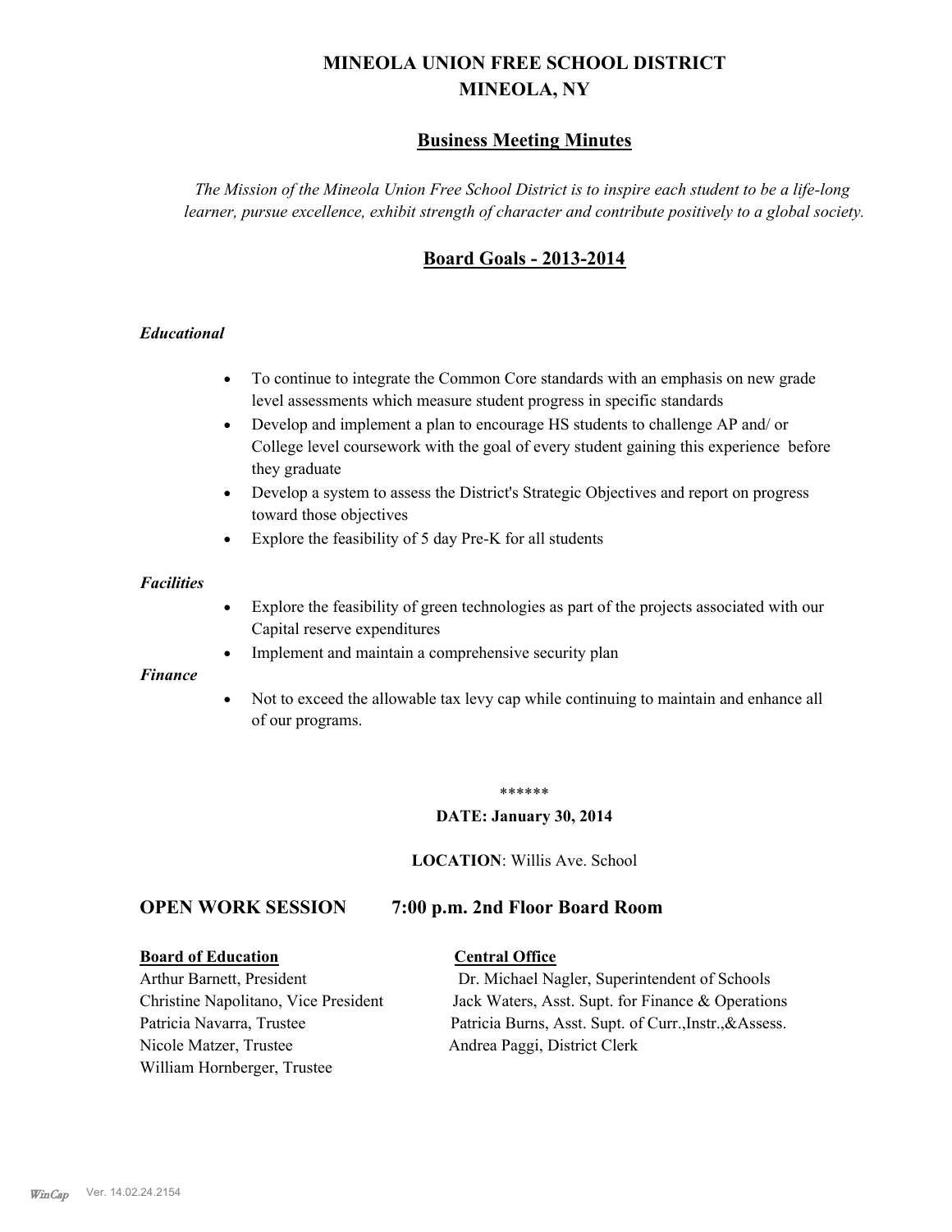# MINEOLA UNION FREE SCHOOL DISTRICT
# MINEOLA, NY

## Business Meeting Minutes

*The Mission of the Mineola Union Free School District is to inspire each student to be a life-long learner, pursue excellence, exhibit strength of character and contribute positively to a global society.*

## Board Goals - 2013-2014

### *Educational*

- To continue to integrate the Common Core standards with an emphasis on new grade level assessments which measure student progress in specific standards
- Develop and implement a plan to encourage HS students to challenge AP and/ or College level coursework with the goal of every student gaining this experience before they graduate
- Develop a system to assess the District's Strategic Objectives and report on progress toward those objectives
- Explore the feasibility of 5 day Pre-K for all students

### *Facilities*

- Explore the feasibility of green technologies as part of the projects associated with our Capital reserve expenditures
- Implement and maintain a comprehensive security plan

### *Finance*

- Not to exceed the allowable tax levy cap while continuing to maintain and enhance all of our programs.

******

**DATE: January 30, 2014**

**LOCATION**: Willis Ave. School

## OPEN WORK SESSION 7:00 p.m. 2nd Floor Board Room

**Board of Education**

Arthur Barnett, President
Christine Napolitano, Vice President
Patricia Navarra, Trustee
Nicole Matzer, Trustee
William Hornberger, Trustee

**Central Office**

Dr. Michael Nagler, Superintendent of Schools
Jack Waters, Asst. Supt. for Finance & Operations
Patricia Burns, Asst. Supt. of Curr.,Instr.,&Assess.
Andrea Paggi, District Clerk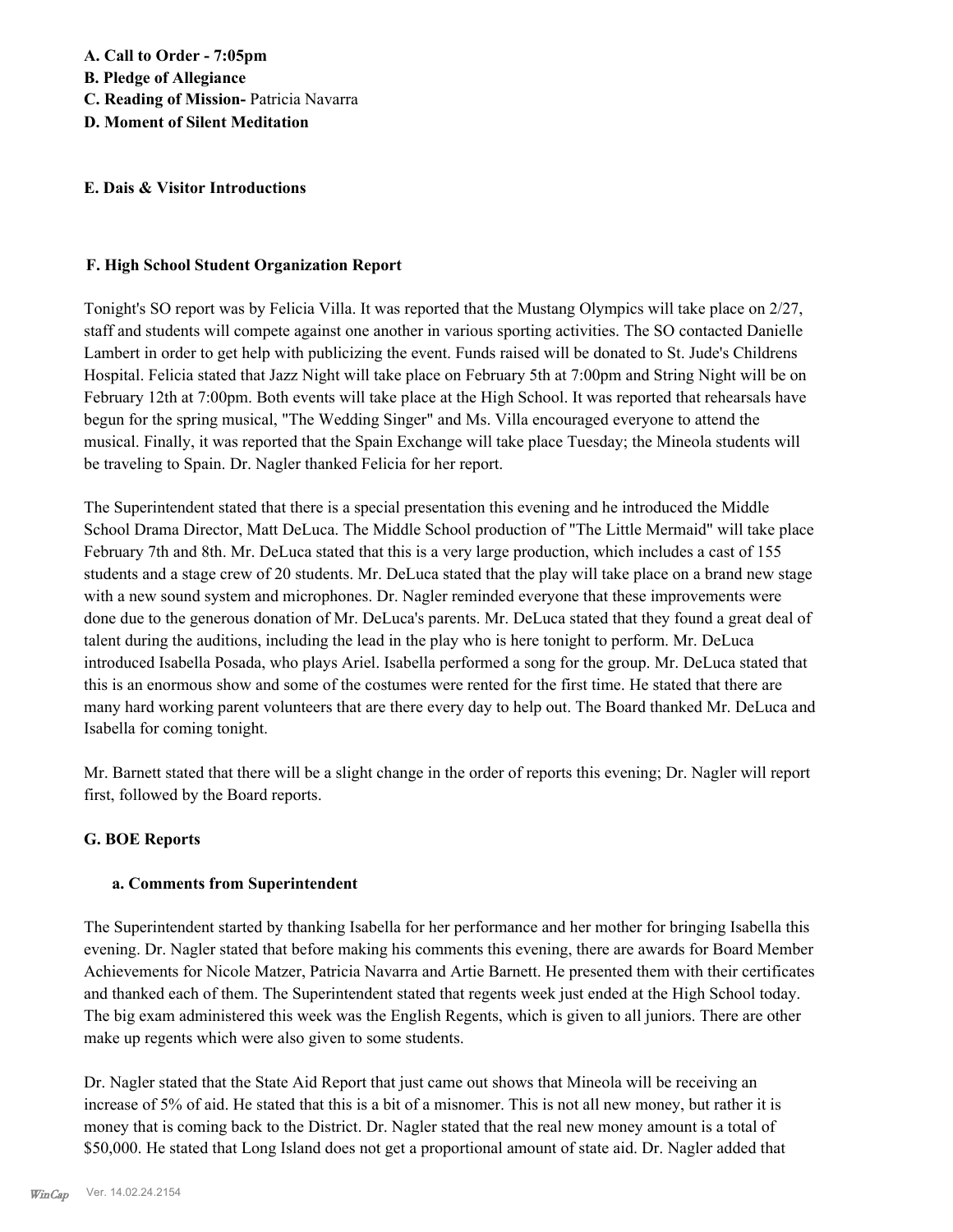**A. Call to Order - 7:05pm**
**B. Pledge of Allegiance**
**C. Reading of Mission-** Patricia Navarra
**D. Moment of Silent Meditation**

**E. Dais & Visitor Introductions**

**F. High School Student Organization Report**

Tonight's SO report was by Felicia Villa. It was reported that the Mustang Olympics will take place on 2/27, staff and students will compete against one another in various sporting activities. The SO contacted Danielle Lambert in order to get help with publicizing the event. Funds raised will be donated to St. Jude's Childrens Hospital. Felicia stated that Jazz Night will take place on February 5th at 7:00pm and String Night will be on February 12th at 7:00pm. Both events will take place at the High School. It was reported that rehearsals have begun for the spring musical, "The Wedding Singer" and Ms. Villa encouraged everyone to attend the musical. Finally, it was reported that the Spain Exchange will take place Tuesday; the Mineola students will be traveling to Spain. Dr. Nagler thanked Felicia for her report.

The Superintendent stated that there is a special presentation this evening and he introduced the Middle School Drama Director, Matt DeLuca. The Middle School production of "The Little Mermaid" will take place February 7th and 8th. Mr. DeLuca stated that this is a very large production, which includes a cast of 155 students and a stage crew of 20 students. Mr. DeLuca stated that the play will take place on a brand new stage with a new sound system and microphones. Dr. Nagler reminded everyone that these improvements were done due to the generous donation of Mr. DeLuca's parents. Mr. DeLuca stated that they found a great deal of talent during the auditions, including the lead in the play who is here tonight to perform. Mr. DeLuca introduced Isabella Posada, who plays Ariel. Isabella performed a song for the group. Mr. DeLuca stated that this is an enormous show and some of the costumes were rented for the first time. He stated that there are many hard working parent volunteers that are there every day to help out. The Board thanked Mr. DeLuca and Isabella for coming tonight.

Mr. Barnett stated that there will be a slight change in the order of reports this evening; Dr. Nagler will report first, followed by the Board reports.

**G. BOE Reports**

**a. Comments from Superintendent**

The Superintendent started by thanking Isabella for her performance and her mother for bringing Isabella this evening. Dr. Nagler stated that before making his comments this evening, there are awards for Board Member Achievements for Nicole Matzer, Patricia Navarra and Artie Barnett. He presented them with their certificates and thanked each of them. The Superintendent stated that regents week just ended at the High School today. The big exam administered this week was the English Regents, which is given to all juniors. There are other make up regents which were also given to some students.

Dr. Nagler stated that the State Aid Report that just came out shows that Mineola will be receiving an increase of 5% of aid. He stated that this is a bit of a misnomer. This is not all new money, but rather it is money that is coming back to the District. Dr. Nagler stated that the real new money amount is a total of $50,000. He stated that Long Island does not get a proportional amount of state aid. Dr. Nagler added that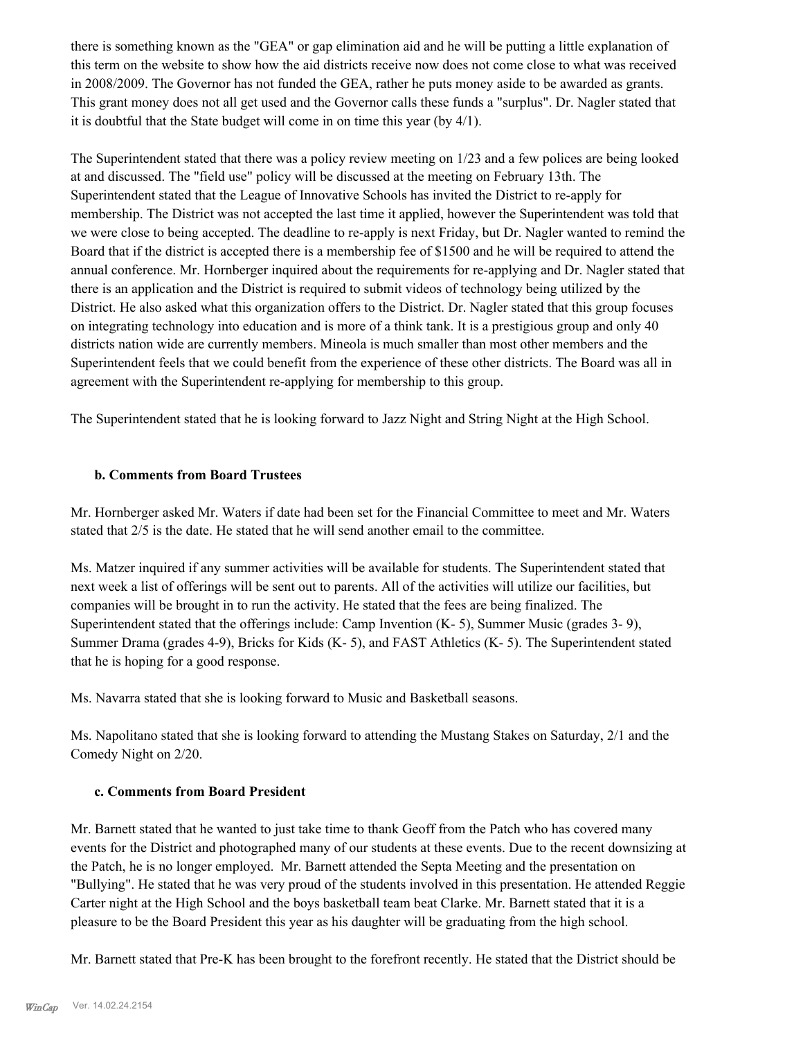there is something known as the "GEA" or gap elimination aid and he will be putting a little explanation of this term on the website to show how the aid districts receive now does not come close to what was received in 2008/2009. The Governor has not funded the GEA, rather he puts money aside to be awarded as grants. This grant money does not all get used and the Governor calls these funds a "surplus". Dr. Nagler stated that it is doubtful that the State budget will come in on time this year (by 4/1).

The Superintendent stated that there was a policy review meeting on 1/23 and a few polices are being looked at and discussed. The "field use" policy will be discussed at the meeting on February 13th. The Superintendent stated that the League of Innovative Schools has invited the District to re-apply for membership. The District was not accepted the last time it applied, however the Superintendent was told that we were close to being accepted. The deadline to re-apply is next Friday, but Dr. Nagler wanted to remind the Board that if the district is accepted there is a membership fee of $1500 and he will be required to attend the annual conference. Mr. Hornberger inquired about the requirements for re-applying and Dr. Nagler stated that there is an application and the District is required to submit videos of technology being utilized by the District. He also asked what this organization offers to the District. Dr. Nagler stated that this group focuses on integrating technology into education and is more of a think tank. It is a prestigious group and only 40 districts nation wide are currently members. Mineola is much smaller than most other members and the Superintendent feels that we could benefit from the experience of these other districts. The Board was all in agreement with the Superintendent re-applying for membership to this group.

The Superintendent stated that he is looking forward to Jazz Night and String Night at the High School.

### b. Comments from Board Trustees

Mr. Hornberger asked Mr. Waters if date had been set for the Financial Committee to meet and Mr. Waters stated that 2/5 is the date. He stated that he will send another email to the committee.

Ms. Matzer inquired if any summer activities will be available for students. The Superintendent stated that next week a list of offerings will be sent out to parents. All of the activities will utilize our facilities, but companies will be brought in to run the activity. He stated that the fees are being finalized. The Superintendent stated that the offerings include: Camp Invention (K- 5), Summer Music (grades 3- 9), Summer Drama (grades 4-9), Bricks for Kids (K- 5), and FAST Athletics (K- 5). The Superintendent stated that he is hoping for a good response.

Ms. Navarra stated that she is looking forward to Music and Basketball seasons.

Ms. Napolitano stated that she is looking forward to attending the Mustang Stakes on Saturday, 2/1 and the Comedy Night on 2/20.

### c. Comments from Board President

Mr. Barnett stated that he wanted to just take time to thank Geoff from the Patch who has covered many events for the District and photographed many of our students at these events. Due to the recent downsizing at the Patch, he is no longer employed. Mr. Barnett attended the Septa Meeting and the presentation on "Bullying". He stated that he was very proud of the students involved in this presentation. He attended Reggie Carter night at the High School and the boys basketball team beat Clarke. Mr. Barnett stated that it is a pleasure to be the Board President this year as his daughter will be graduating from the high school.

Mr. Barnett stated that Pre-K has been brought to the forefront recently. He stated that the District should be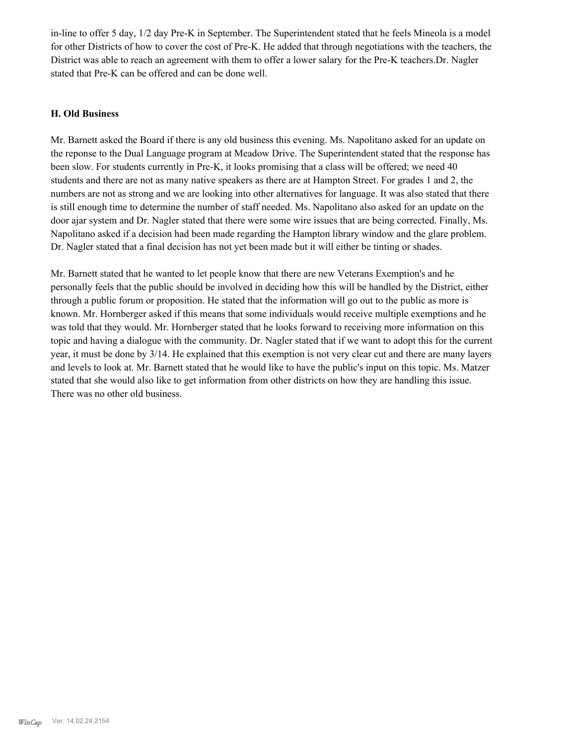in-line to offer 5 day, 1/2 day Pre-K in September. The Superintendent stated that he feels Mineola is a model for other Districts of how to cover the cost of Pre-K. He added that through negotiations with the teachers, the District was able to reach an agreement with them to offer a lower salary for the Pre-K teachers.Dr. Nagler stated that Pre-K can be offered and can be done well.

### H. Old Business

Mr. Barnett asked the Board if there is any old business this evening. Ms. Napolitano asked for an update on the reponse to the Dual Language program at Meadow Drive. The Superintendent stated that the response has been slow. For students currently in Pre-K, it looks promising that a class will be offered; we need 40 students and there are not as many native speakers as there are at Hampton Street. For grades 1 and 2, the numbers are not as strong and we are looking into other alternatives for language. It was also stated that there is still enough time to determine the number of staff needed. Ms. Napolitano also asked for an update on the door ajar system and Dr. Nagler stated that there were some wire issues that are being corrected. Finally, Ms. Napolitano asked if a decision had been made regarding the Hampton library window and the glare problem. Dr. Nagler stated that a final decision has not yet been made but it will either be tinting or shades.

Mr. Barnett stated that he wanted to let people know that there are new Veterans Exemption's and he personally feels that the public should be involved in deciding how this will be handled by the District, either through a public forum or proposition. He stated that the information will go out to the public as more is known. Mr. Hornberger asked if this means that some individuals would receive multiple exemptions and he was told that they would. Mr. Hornberger stated that he looks forward to receiving more information on this topic and having a dialogue with the community. Dr. Nagler stated that if we want to adopt this for the current year, it must be done by 3/14. He explained that this exemption is not very clear cut and there are many layers and levels to look at. Mr. Barnett stated that he would like to have the public's input on this topic. Ms. Matzer stated that she would also like to get information from other districts on how they are handling this issue. There was no other old business.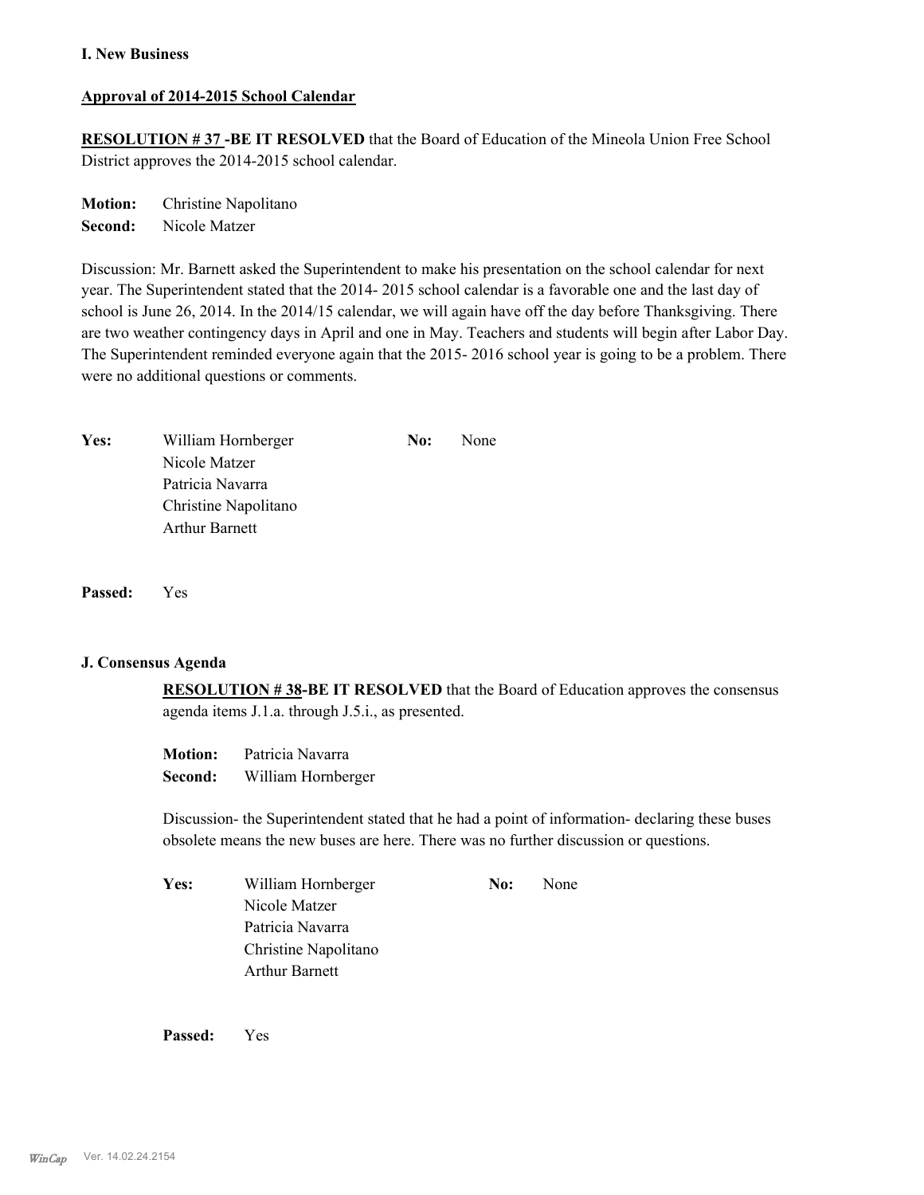**I. New Business**

**Approval of 2014-2015 School Calendar**

**RESOLUTION # 37 -BE IT RESOLVED** that the Board of Education of the Mineola Union Free School District approves the 2014-2015 school calendar.

**Motion:** Christine Napolitano
**Second:** Nicole Matzer

Discussion: Mr. Barnett asked the Superintendent to make his presentation on the school calendar for next year. The Superintendent stated that the 2014- 2015 school calendar is a favorable one and the last day of school is June 26, 2014. In the 2014/15 calendar, we will again have off the day before Thanksgiving. There are two weather contingency days in April and one in May. Teachers and students will begin after Labor Day. The Superintendent reminded everyone again that the 2015- 2016 school year is going to be a problem. There were no additional questions or comments.

| **Yes:** | William Hornberger | **No:** | None |
|---|---|---|---|
| | Nicole Matzer | | |
| | Patricia Navarra | | |
| | Christine Napolitano | | |
| | Arthur Barnett | | |

**Passed:** Yes

**J. Consensus Agenda**

**RESOLUTION # 38-BE IT RESOLVED** that the Board of Education approves the consensus agenda items J.1.a. through J.5.i., as presented.

**Motion:** Patricia Navarra
**Second:** William Hornberger

Discussion- the Superintendent stated that he had a point of information- declaring these buses obsolete means the new buses are here. There was no further discussion or questions.

| **Yes:** | William Hornberger | **No:** | None |
|---|---|---|---|
| | Nicole Matzer | | |
| | Patricia Navarra | | |
| | Christine Napolitano | | |
| | Arthur Barnett | | |

**Passed:** Yes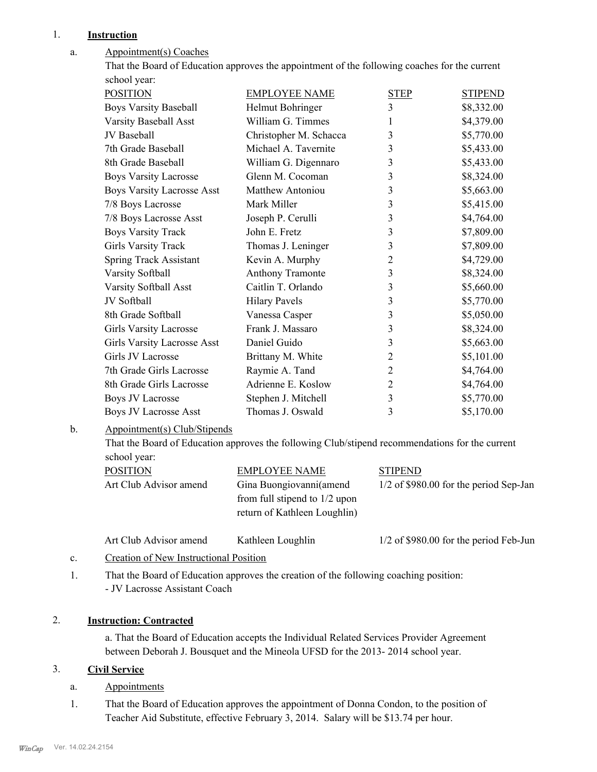1. **Instruction**

   a. Appointment(s) Coaches

   That the Board of Education approves the appointment of the following coaches for the current school year:

| POSITION | EMPLOYEE NAME | STEP | STIPEND |
|---|---|---|---|
| Boys Varsity Baseball | Helmut Bohringer | 3 | $8,332.00 |
| Varsity Baseball Asst | William G. Timmes | 1 | $4,379.00 |
| JV Baseball | Christopher M. Schacca | 3 | $5,770.00 |
| 7th Grade Baseball | Michael A. Tavernite | 3 | $5,433.00 |
| 8th Grade Baseball | William G. Digennaro | 3 | $5,433.00 |
| Boys Varsity Lacrosse | Glenn M. Cocoman | 3 | $8,324.00 |
| Boys Varsity Lacrosse Asst | Matthew Antoniou | 3 | $5,663.00 |
| 7/8 Boys Lacrosse | Mark Miller | 3 | $5,415.00 |
| 7/8 Boys Lacrosse Asst | Joseph P. Cerulli | 3 | $4,764.00 |
| Boys Varsity Track | John E. Fretz | 3 | $7,809.00 |
| Girls Varsity Track | Thomas J. Leninger | 3 | $7,809.00 |
| Spring Track Assistant | Kevin A. Murphy | 2 | $4,729.00 |
| Varsity Softball | Anthony Tramonte | 3 | $8,324.00 |
| Varsity Softball Asst | Caitlin T. Orlando | 3 | $5,660.00 |
| JV Softball | Hilary Pavels | 3 | $5,770.00 |
| 8th Grade Softball | Vanessa Casper | 3 | $5,050.00 |
| Girls Varsity Lacrosse | Frank J. Massaro | 3 | $8,324.00 |
| Girls Varsity Lacrosse Asst | Daniel Guido | 3 | $5,663.00 |
| Girls JV Lacrosse | Brittany M. White | 2 | $5,101.00 |
| 7th Grade Girls Lacrosse | Raymie A. Tand | 2 | $4,764.00 |
| 8th Grade Girls Lacrosse | Adrienne E. Koslow | 2 | $4,764.00 |
| Boys JV Lacrosse | Stephen J. Mitchell | 3 | $5,770.00 |
| Boys JV Lacrosse Asst | Thomas J. Oswald | 3 | $5,170.00 |

   b. Appointment(s) Club/Stipends

   That the Board of Education approves the following Club/stipend recommendations for the current school year:

| POSITION | EMPLOYEE NAME | STIPEND |
|---|---|---|
| Art Club Advisor amend | Gina Buongiovanni(amend from full stipend to 1/2 upon return of Kathleen Loughlin) | 1/2 of $980.00 for the period Sep-Jan |
| Art Club Advisor amend | Kathleen Loughlin | 1/2 of $980.00 for the period Feb-Jun |

   c. Creation of New Instructional Position

   1. That the Board of Education approves the creation of the following coaching position:
      - JV Lacrosse Assistant Coach

2. **Instruction: Contracted**

   a. That the Board of Education accepts the Individual Related Services Provider Agreement between Deborah J. Bousquet and the Mineola UFSD for the 2013- 2014 school year.

3. **Civil Service**

   a. Appointments

   1. That the Board of Education approves the appointment of Donna Condon, to the position of Teacher Aid Substitute, effective February 3, 2014. Salary will be $13.74 per hour.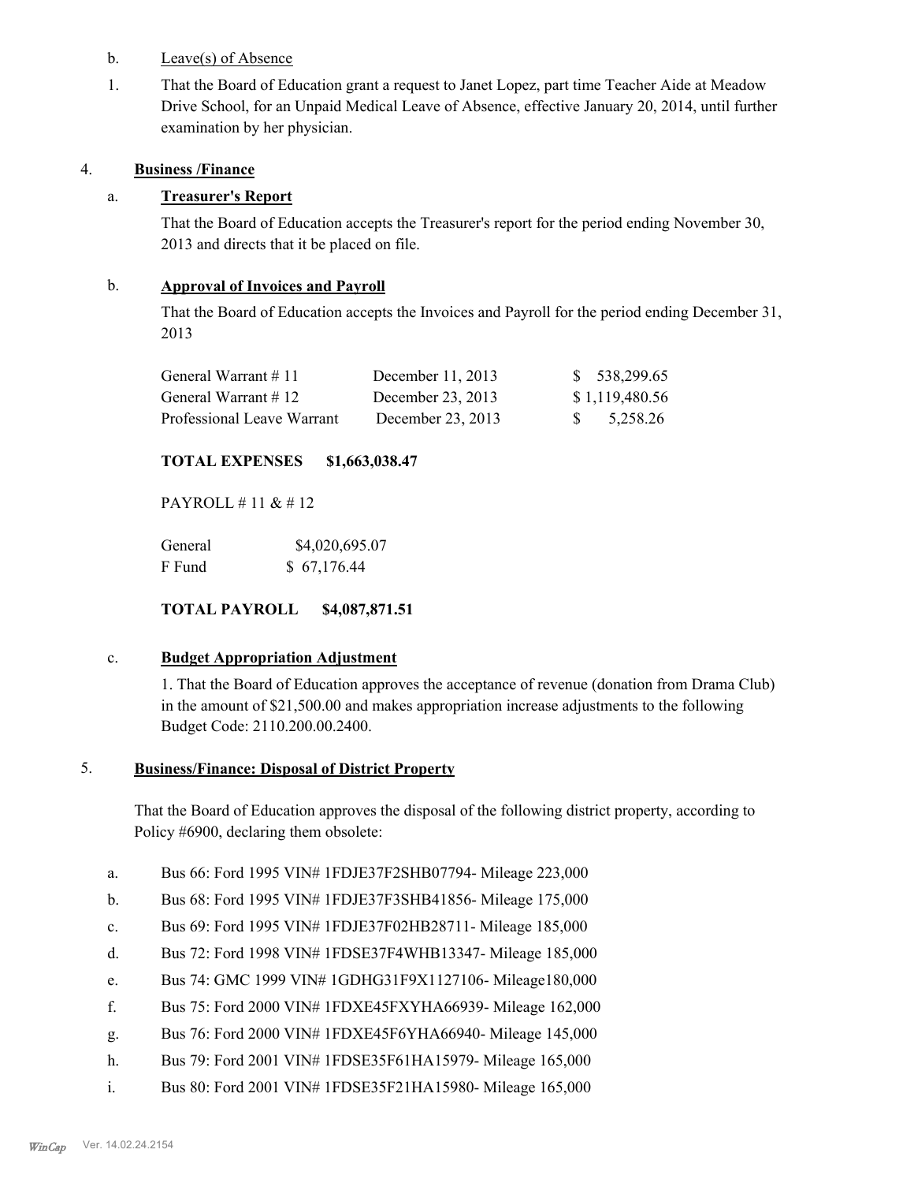b. Leave(s) of Absence

1. That the Board of Education grant a request to Janet Lopez, part time Teacher Aide at Meadow Drive School, for an Unpaid Medical Leave of Absence, effective January 20, 2014, until further examination by her physician.

4. **Business /Finance**

a. **Treasurer's Report**

That the Board of Education accepts the Treasurer's report for the period ending November 30, 2013 and directs that it be placed on file.

b. **Approval of Invoices and Payroll**

That the Board of Education accepts the Invoices and Payroll for the period ending December 31, 2013

| | | |
|---|---|---|
| General Warrant # 11 | December 11, 2013 | $ 538,299.65 |
| General Warrant # 12 | December 23, 2013 | $ 1,119,480.56 |
| Professional Leave Warrant | December 23, 2013 | $ 5,258.26 |

**TOTAL EXPENSES $1,663,038.47**

PAYROLL # 11 & # 12

| | |
|---|---|
| General | $4,020,695.07 |
| F Fund | $ 67,176.44 |

**TOTAL PAYROLL $4,087,871.51**

c. **Budget Appropriation Adjustment**

1. That the Board of Education approves the acceptance of revenue (donation from Drama Club) in the amount of $21,500.00 and makes appropriation increase adjustments to the following Budget Code: 2110.200.00.2400.

5. **Business/Finance: Disposal of District Property**

That the Board of Education approves the disposal of the following district property, according to Policy #6900, declaring them obsolete:

a. Bus 66: Ford 1995 VIN# 1FDJE37F2SHB07794- Mileage 223,000

b. Bus 68: Ford 1995 VIN# 1FDJE37F3SHB41856- Mileage 175,000

c. Bus 69: Ford 1995 VIN# 1FDJE37F02HB28711- Mileage 185,000

d. Bus 72: Ford 1998 VIN# 1FDSE37F4WHB13347- Mileage 185,000

e. Bus 74: GMC 1999 VIN# 1GDHG31F9X1127106- Mileage180,000

f. Bus 75: Ford 2000 VIN# 1FDXE45FXYHA66939- Mileage 162,000

g. Bus 76: Ford 2000 VIN# 1FDXE45F6YHA66940- Mileage 145,000

h. Bus 79: Ford 2001 VIN# 1FDSE35F61HA15979- Mileage 165,000

i. Bus 80: Ford 2001 VIN# 1FDSE35F21HA15980- Mileage 165,000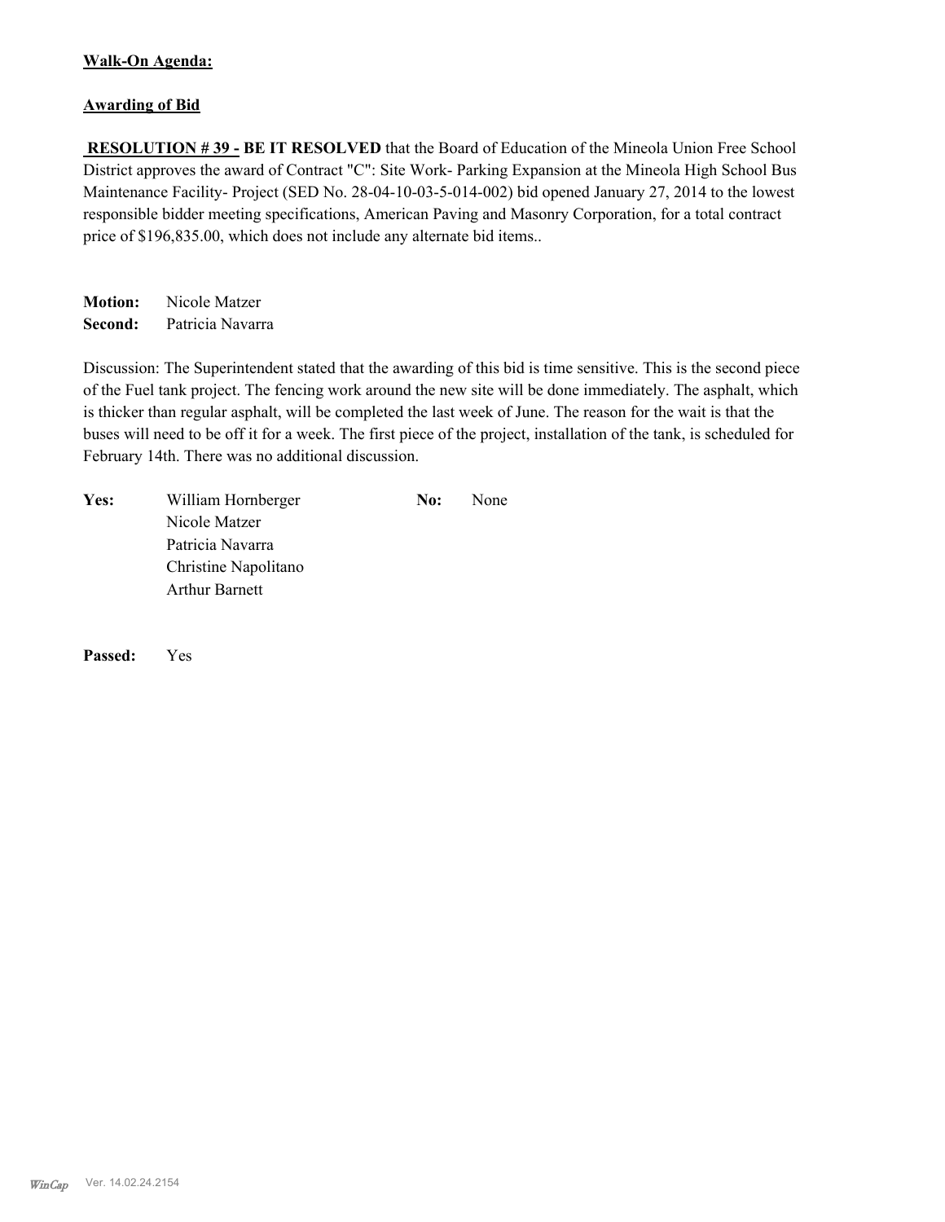**Walk-On Agenda:**

**Awarding of Bid**

**RESOLUTION # 39 - BE IT RESOLVED** that the Board of Education of the Mineola Union Free School District approves the award of Contract "C": Site Work- Parking Expansion at the Mineola High School Bus Maintenance Facility- Project (SED No. 28-04-10-03-5-014-002) bid opened January 27, 2014 to the lowest responsible bidder meeting specifications, American Paving and Masonry Corporation, for a total contract price of $196,835.00, which does not include any alternate bid items..

**Motion:** Nicole Matzer
**Second:** Patricia Navarra

Discussion: The Superintendent stated that the awarding of this bid is time sensitive. This is the second piece of the Fuel tank project. The fencing work around the new site will be done immediately. The asphalt, which is thicker than regular asphalt, will be completed the last week of June. The reason for the wait is that the buses will need to be off it for a week. The first piece of the project, installation of the tank, is scheduled for February 14th. There was no additional discussion.

| **Yes:** | | **No:** | |
|---|---|---|---|
| | William Hornberger | | None |
| | Nicole Matzer | | |
| | Patricia Navarra | | |
| | Christine Napolitano | | |
| | Arthur Barnett | | |

**Passed:** Yes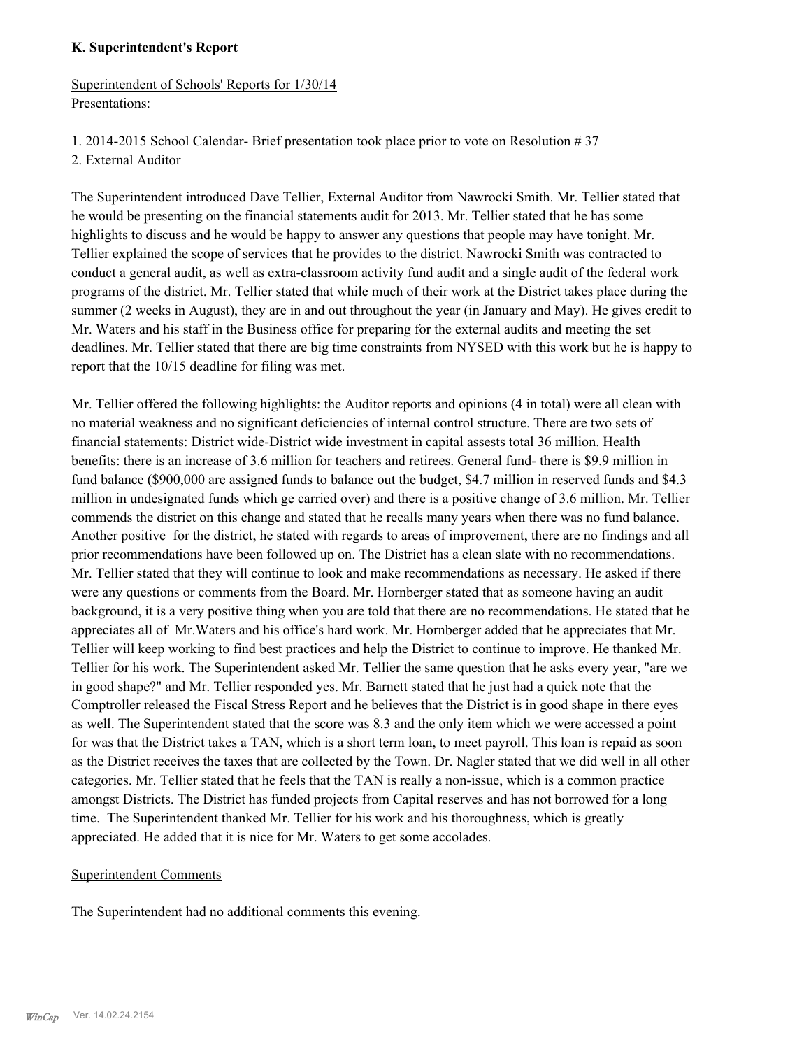**K. Superintendent's Report**

Superintendent of Schools' Reports for 1/30/14
Presentations:

1. 2014-2015 School Calendar- Brief presentation took place prior to vote on Resolution # 37
2. External Auditor

The Superintendent introduced Dave Tellier, External Auditor from Nawrocki Smith. Mr. Tellier stated that he would be presenting on the financial statements audit for 2013. Mr. Tellier stated that he has some highlights to discuss and he would be happy to answer any questions that people may have tonight. Mr. Tellier explained the scope of services that he provides to the district. Nawrocki Smith was contracted to conduct a general audit, as well as extra-classroom activity fund audit and a single audit of the federal work programs of the district. Mr. Tellier stated that while much of their work at the District takes place during the summer (2 weeks in August), they are in and out throughout the year (in January and May). He gives credit to Mr. Waters and his staff in the Business office for preparing for the external audits and meeting the set deadlines. Mr. Tellier stated that there are big time constraints from NYSED with this work but he is happy to report that the 10/15 deadline for filing was met.

Mr. Tellier offered the following highlights: the Auditor reports and opinions (4 in total) were all clean with no material weakness and no significant deficiencies of internal control structure. There are two sets of financial statements: District wide-District wide investment in capital assests total 36 million. Health benefits: there is an increase of 3.6 million for teachers and retirees. General fund- there is $9.9 million in fund balance ($900,000 are assigned funds to balance out the budget, $4.7 million in reserved funds and $4.3 million in undesignated funds which ge carried over) and there is a positive change of 3.6 million. Mr. Tellier commends the district on this change and stated that he recalls many years when there was no fund balance. Another positive for the district, he stated with regards to areas of improvement, there are no findings and all prior recommendations have been followed up on. The District has a clean slate with no recommendations. Mr. Tellier stated that they will continue to look and make recommendations as necessary. He asked if there were any questions or comments from the Board. Mr. Hornberger stated that as someone having an audit background, it is a very positive thing when you are told that there are no recommendations. He stated that he appreciates all of Mr.Waters and his office's hard work. Mr. Hornberger added that he appreciates that Mr. Tellier will keep working to find best practices and help the District to continue to improve. He thanked Mr. Tellier for his work. The Superintendent asked Mr. Tellier the same question that he asks every year, "are we in good shape?" and Mr. Tellier responded yes. Mr. Barnett stated that he just had a quick note that the Comptroller released the Fiscal Stress Report and he believes that the District is in good shape in there eyes as well. The Superintendent stated that the score was 8.3 and the only item which we were accessed a point for was that the District takes a TAN, which is a short term loan, to meet payroll. This loan is repaid as soon as the District receives the taxes that are collected by the Town. Dr. Nagler stated that we did well in all other categories. Mr. Tellier stated that he feels that the TAN is really a non-issue, which is a common practice amongst Districts. The District has funded projects from Capital reserves and has not borrowed for a long time. The Superintendent thanked Mr. Tellier for his work and his thoroughness, which is greatly appreciated. He added that it is nice for Mr. Waters to get some accolades.

Superintendent Comments

The Superintendent had no additional comments this evening.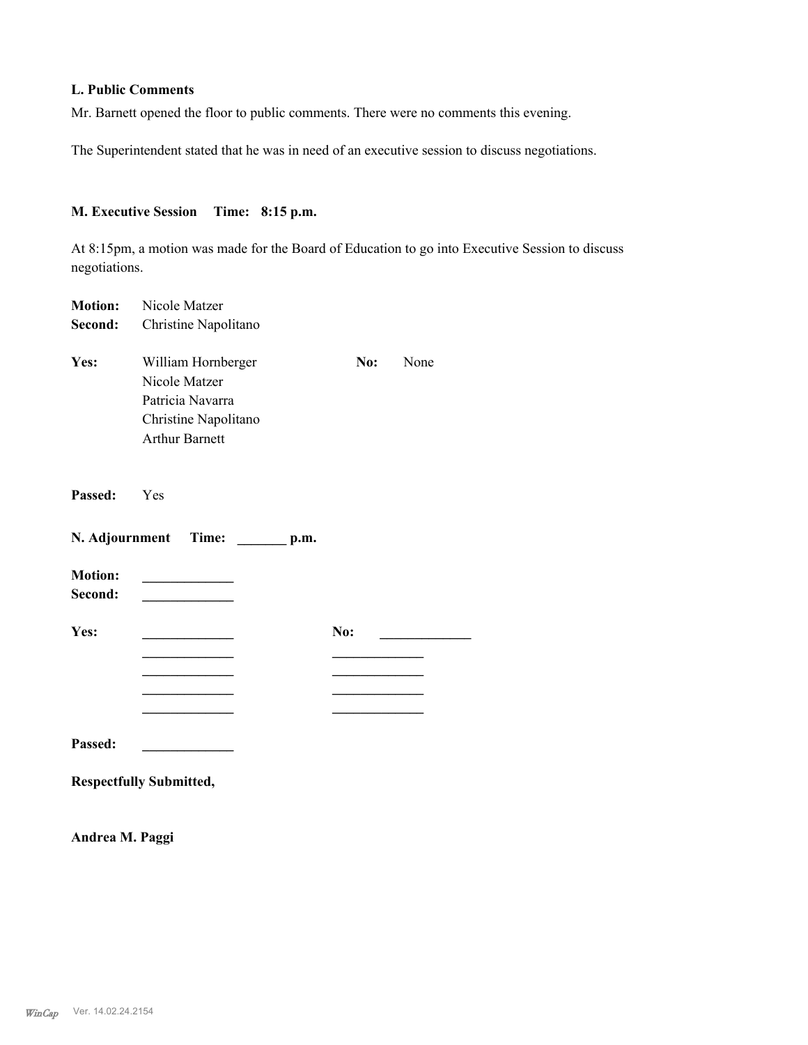**L. Public Comments**

Mr. Barnett opened the floor to public comments. There were no comments this evening.

The Superintendent stated that he was in need of an executive session to discuss negotiations.

**M. Executive Session Time: 8:15 p.m.**

At 8:15pm, a motion was made for the Board of Education to go into Executive Session to discuss negotiations.

**Motion:** Nicole Matzer
**Second:** Christine Napolitano

| | | | |
|---|---|---|---|
| **Yes:** | William Hornberger | **No:** | None |
| | Nicole Matzer | | |
| | Patricia Navarra | | |
| | Christine Napolitano | | |
| | Arthur Barnett | | |

**Passed:** Yes

**N. Adjournment Time: _______ p.m.**

**Motion:** _____________
**Second:** _____________

| | | | |
|---|---|---|---|
| **Yes:** | _____________ | **No:** | _____________ |
| | _____________ | | _____________ |
| | _____________ | | _____________ |
| | _____________ | | _____________ |
| | _____________ | | _____________ |

**Passed:** _____________

**Respectfully Submitted,**

**Andrea M. Paggi**